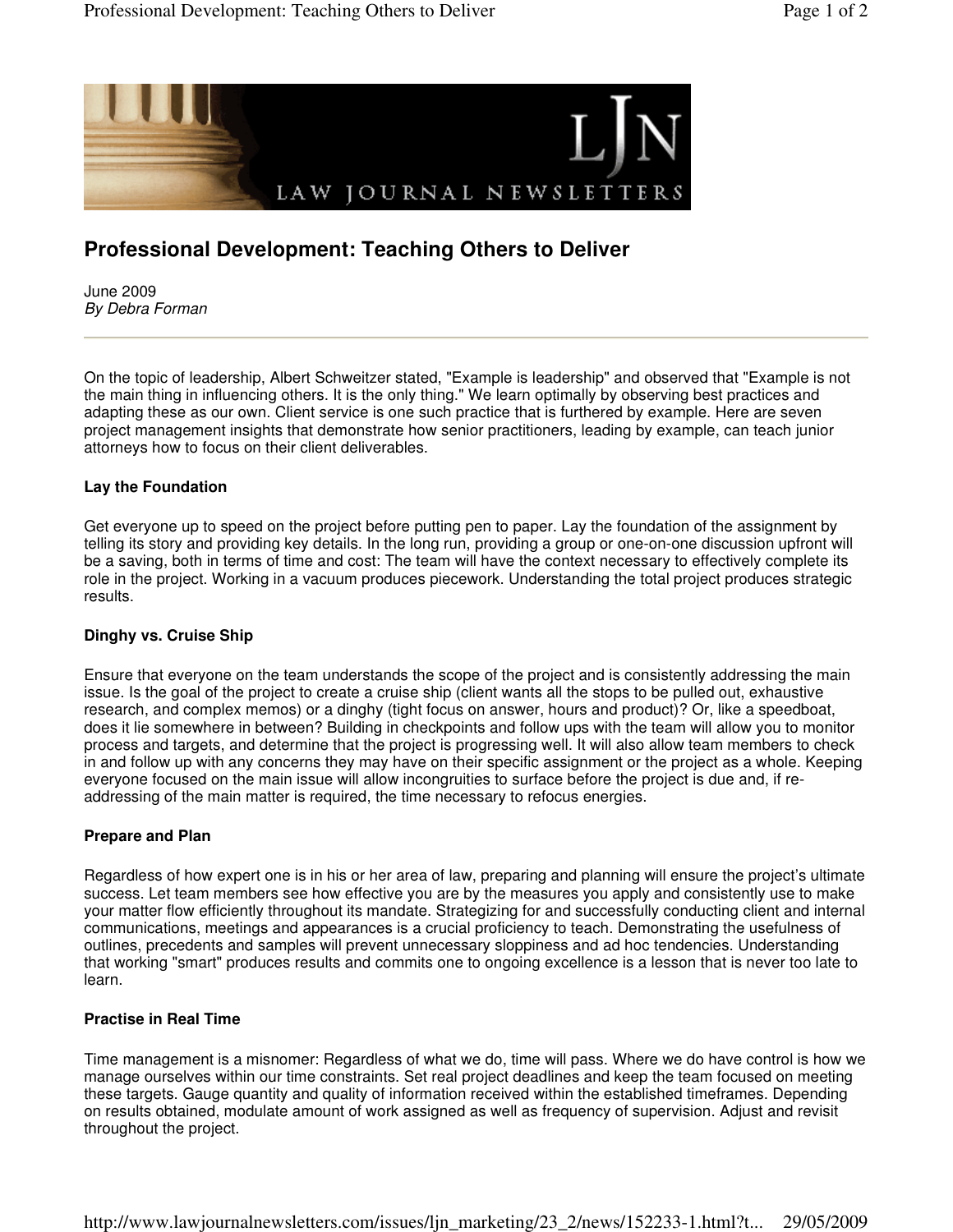# Professional Development: Teaching Others to Deliver

June 2009
*By Debra Forman*

On the topic of leadership, Albert Schweitzer stated, "Example is leadership" and observed that "Example is not the main thing in influencing others. It is the only thing." We learn optimally by observing best practices and adapting these as our own. Client service is one such practice that is furthered by example. Here are seven project management insights that demonstrate how senior practitioners, leading by example, can teach junior attorneys how to focus on their client deliverables.

### Lay the Foundation

Get everyone up to speed on the project before putting pen to paper. Lay the foundation of the assignment by telling its story and providing key details. In the long run, providing a group or one-on-one discussion upfront will be a saving, both in terms of time and cost: The team will have the context necessary to effectively complete its role in the project. Working in a vacuum produces piecework. Understanding the total project produces strategic results.

### Dinghy vs. Cruise Ship

Ensure that everyone on the team understands the scope of the project and is consistently addressing the main issue. Is the goal of the project to create a cruise ship (client wants all the stops to be pulled out, exhaustive research, and complex memos) or a dinghy (tight focus on answer, hours and product)? Or, like a speedboat, does it lie somewhere in between? Building in checkpoints and follow ups with the team will allow you to monitor process and targets, and determine that the project is progressing well. It will also allow team members to check in and follow up with any concerns they may have on their specific assignment or the project as a whole. Keeping everyone focused on the main issue will allow incongruities to surface before the project is due and, if re-addressing of the main matter is required, the time necessary to refocus energies.

### Prepare and Plan

Regardless of how expert one is in his or her area of law, preparing and planning will ensure the project's ultimate success. Let team members see how effective you are by the measures you apply and consistently use to make your matter flow efficiently throughout its mandate. Strategizing for and successfully conducting client and internal communications, meetings and appearances is a crucial proficiency to teach. Demonstrating the usefulness of outlines, precedents and samples will prevent unnecessary sloppiness and ad hoc tendencies. Understanding that working "smart" produces results and commits one to ongoing excellence is a lesson that is never too late to learn.

### Practise in Real Time

Time management is a misnomer: Regardless of what we do, time will pass. Where we do have control is how we manage ourselves within our time constraints. Set real project deadlines and keep the team focused on meeting these targets. Gauge quantity and quality of information received within the established timeframes. Depending on results obtained, modulate amount of work assigned as well as frequency of supervision. Adjust and revisit throughout the project.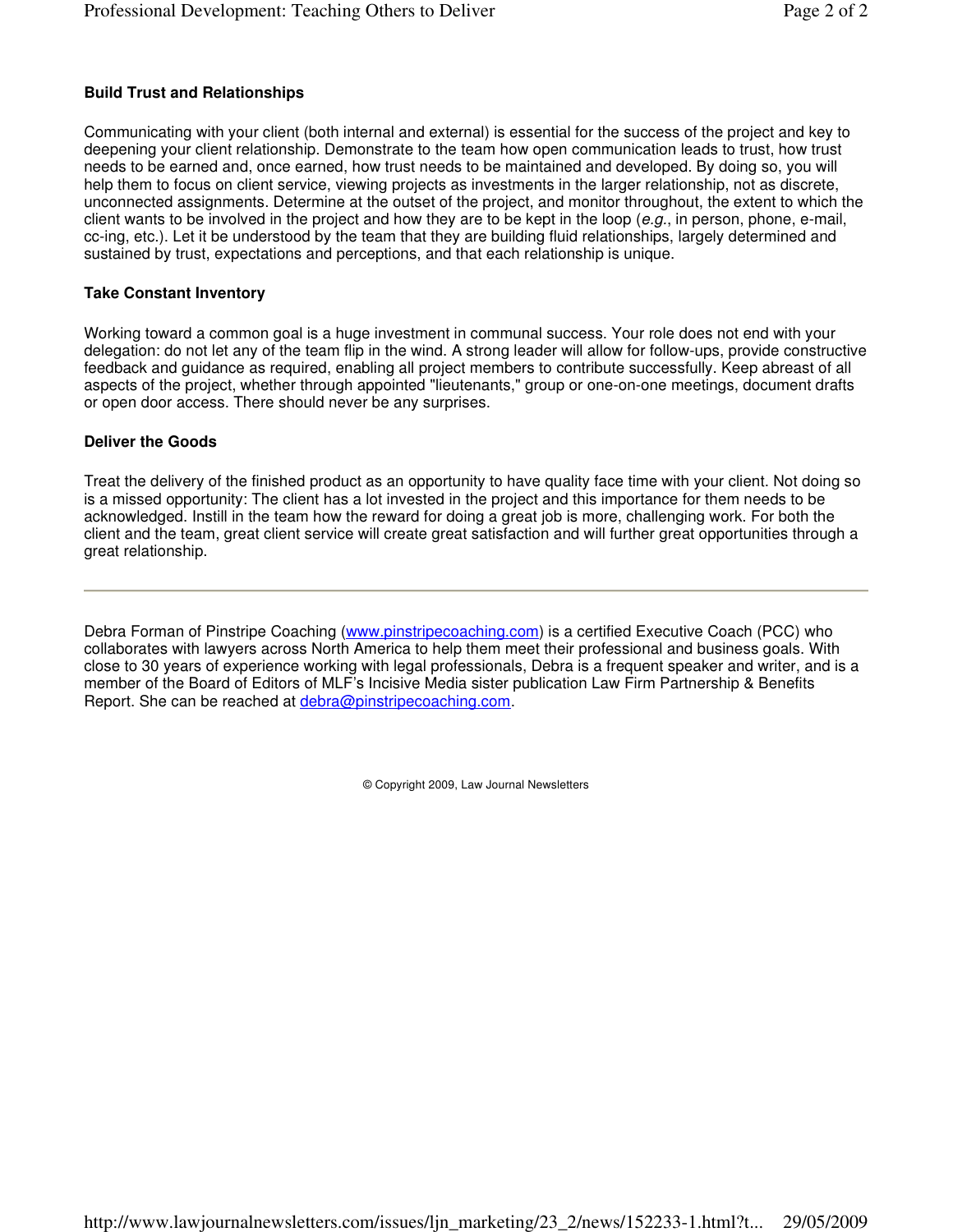### Build Trust and Relationships

Communicating with your client (both internal and external) is essential for the success of the project and key to deepening your client relationship. Demonstrate to the team how open communication leads to trust, how trust needs to be earned and, once earned, how trust needs to be maintained and developed. By doing so, you will help them to focus on client service, viewing projects as investments in the larger relationship, not as discrete, unconnected assignments. Determine at the outset of the project, and monitor throughout, the extent to which the client wants to be involved in the project and how they are to be kept in the loop (*e.g.*, in person, phone, e-mail, cc-ing, etc.). Let it be understood by the team that they are building fluid relationships, largely determined and sustained by trust, expectations and perceptions, and that each relationship is unique.

### Take Constant Inventory

Working toward a common goal is a huge investment in communal success. Your role does not end with your delegation: do not let any of the team flip in the wind. A strong leader will allow for follow-ups, provide constructive feedback and guidance as required, enabling all project members to contribute successfully. Keep abreast of all aspects of the project, whether through appointed "lieutenants," group or one-on-one meetings, document drafts or open door access. There should never be any surprises.

### Deliver the Goods

Treat the delivery of the finished product as an opportunity to have quality face time with your client. Not doing so is a missed opportunity: The client has a lot invested in the project and this importance for them needs to be acknowledged. Instill in the team how the reward for doing a great job is more, challenging work. For both the client and the team, great client service will create great satisfaction and will further great opportunities through a great relationship.

---

Debra Forman of Pinstripe Coaching (www.pinstripecoaching.com) is a certified Executive Coach (PCC) who collaborates with lawyers across North America to help them meet their professional and business goals. With close to 30 years of experience working with legal professionals, Debra is a frequent speaker and writer, and is a member of the Board of Editors of MLF's Incisive Media sister publication Law Firm Partnership & Benefits Report. She can be reached at debra@pinstripecoaching.com.

© Copyright 2009, Law Journal Newsletters